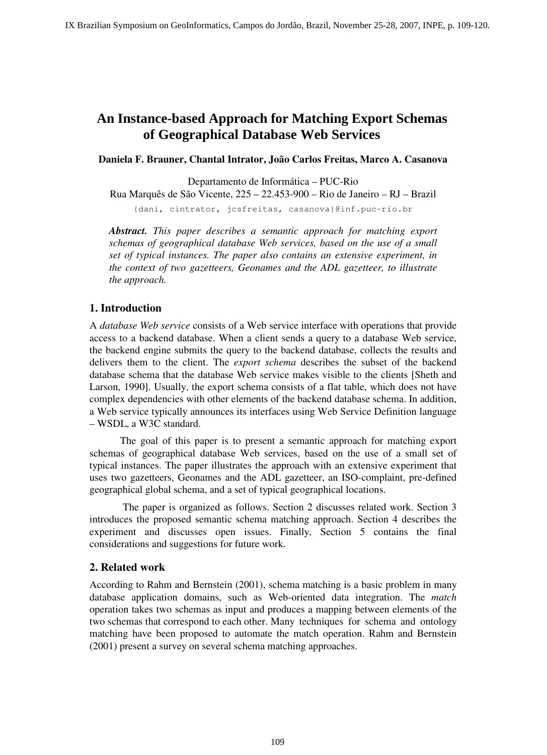# An Instance-based Approach for Matching Export Schemas of Geographical Database Web Services

**Daniela F. Brauner, Chantal Intrator, João Carlos Freitas, Marco A. Casanova**

Departamento de Informática – PUC-Rio
Rua Marquês de São Vicente, 225 – 22.453-900 – Rio de Janeiro – RJ – Brazil

{dani, cintrator, jcsfreitas, casanova}@inf.puc-rio.br

***Abstract.*** *This paper describes a semantic approach for matching export schemas of geographical database Web services, based on the use of a small set of typical instances. The paper also contains an extensive experiment, in the context of two gazetteers, Geonames and the ADL gazetteer, to illustrate the approach.*

## 1. Introduction

A *database Web service* consists of a Web service interface with operations that provide access to a backend database. When a client sends a query to a database Web service, the backend engine submits the query to the backend database, collects the results and delivers them to the client. The *export schema* describes the subset of the backend database schema that the database Web service makes visible to the clients [Sheth and Larson, 1990]. Usually, the export schema consists of a flat table, which does not have complex dependencies with other elements of the backend database schema. In addition, a Web service typically announces its interfaces using Web Service Definition language – WSDL, a W3C standard.

The goal of this paper is to present a semantic approach for matching export schemas of geographical database Web services, based on the use of a small set of typical instances. The paper illustrates the approach with an extensive experiment that uses two gazetteers, Geonames and the ADL gazetteer, an ISO-complaint, pre-defined geographical global schema, and a set of typical geographical locations.

The paper is organized as follows. Section 2 discusses related work. Section 3 introduces the proposed semantic schema matching approach. Section 4 describes the experiment and discusses open issues. Finally, Section 5 contains the final considerations and suggestions for future work.

## 2. Related work

According to Rahm and Bernstein (2001), schema matching is a basic problem in many database application domains, such as Web-oriented data integration. The *match* operation takes two schemas as input and produces a mapping between elements of the two schemas that correspond to each other. Many techniques for schema and ontology matching have been proposed to automate the match operation. Rahm and Bernstein (2001) present a survey on several schema matching approaches.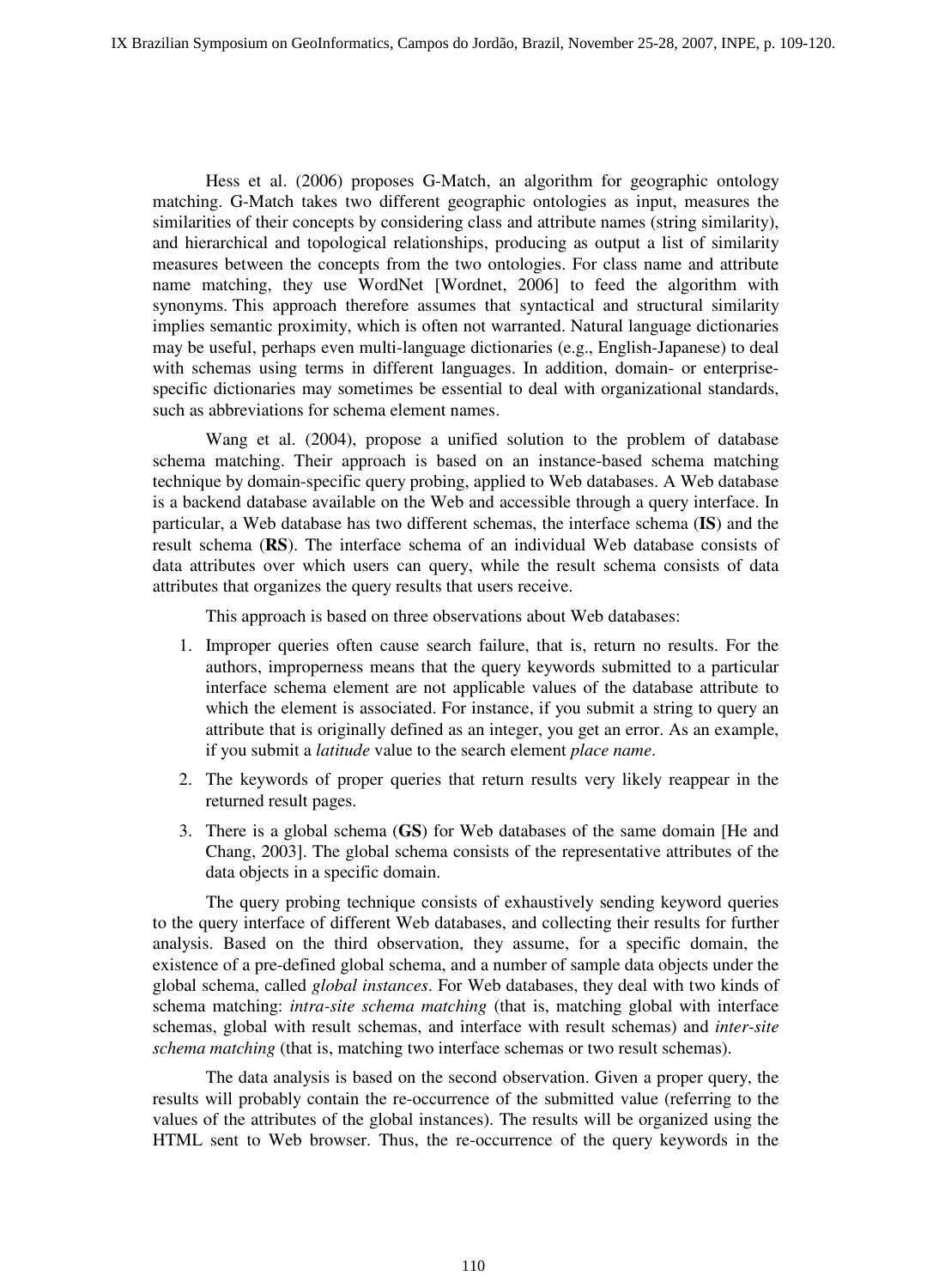Hess et al. (2006) proposes G-Match, an algorithm for geographic ontology matching. G-Match takes two different geographic ontologies as input, measures the similarities of their concepts by considering class and attribute names (string similarity), and hierarchical and topological relationships, producing as output a list of similarity measures between the concepts from the two ontologies. For class name and attribute name matching, they use WordNet [Wordnet, 2006] to feed the algorithm with synonyms. This approach therefore assumes that syntactical and structural similarity implies semantic proximity, which is often not warranted. Natural language dictionaries may be useful, perhaps even multi-language dictionaries (e.g., English-Japanese) to deal with schemas using terms in different languages. In addition, domain- or enterprise-specific dictionaries may sometimes be essential to deal with organizational standards, such as abbreviations for schema element names.

Wang et al. (2004), propose a unified solution to the problem of database schema matching. Their approach is based on an instance-based schema matching technique by domain-specific query probing, applied to Web databases. A Web database is a backend database available on the Web and accessible through a query interface. In particular, a Web database has two different schemas, the interface schema (**IS**) and the result schema (**RS**). The interface schema of an individual Web database consists of data attributes over which users can query, while the result schema consists of data attributes that organizes the query results that users receive.

This approach is based on three observations about Web databases:

1. Improper queries often cause search failure, that is, return no results. For the authors, improperness means that the query keywords submitted to a particular interface schema element are not applicable values of the database attribute to which the element is associated. For instance, if you submit a string to query an attribute that is originally defined as an integer, you get an error. As an example, if you submit a *latitude* value to the search element *place name*.
2. The keywords of proper queries that return results very likely reappear in the returned result pages.
3. There is a global schema (**GS**) for Web databases of the same domain [He and Chang, 2003]. The global schema consists of the representative attributes of the data objects in a specific domain.

The query probing technique consists of exhaustively sending keyword queries to the query interface of different Web databases, and collecting their results for further analysis. Based on the third observation, they assume, for a specific domain, the existence of a pre-defined global schema, and a number of sample data objects under the global schema, called *global instances*. For Web databases, they deal with two kinds of schema matching: *intra-site schema matching* (that is, matching global with interface schemas, global with result schemas, and interface with result schemas) and *inter-site schema matching* (that is, matching two interface schemas or two result schemas).

The data analysis is based on the second observation. Given a proper query, the results will probably contain the re-occurrence of the submitted value (referring to the values of the attributes of the global instances). The results will be organized using the HTML sent to Web browser. Thus, the re-occurrence of the query keywords in the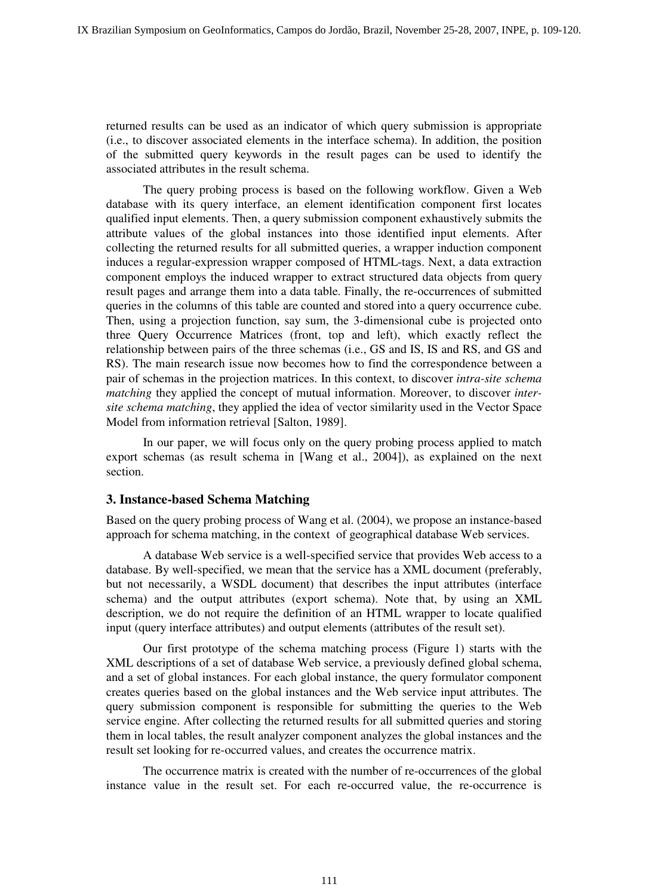returned results can be used as an indicator of which query submission is appropriate (i.e., to discover associated elements in the interface schema). In addition, the position of the submitted query keywords in the result pages can be used to identify the associated attributes in the result schema.

The query probing process is based on the following workflow. Given a Web database with its query interface, an element identification component first locates qualified input elements. Then, a query submission component exhaustively submits the attribute values of the global instances into those identified input elements. After collecting the returned results for all submitted queries, a wrapper induction component induces a regular-expression wrapper composed of HTML-tags. Next, a data extraction component employs the induced wrapper to extract structured data objects from query result pages and arrange them into a data table. Finally, the re-occurrences of submitted queries in the columns of this table are counted and stored into a query occurrence cube. Then, using a projection function, say sum, the 3-dimensional cube is projected onto three Query Occurrence Matrices (front, top and left), which exactly reflect the relationship between pairs of the three schemas (i.e., GS and IS, IS and RS, and GS and RS). The main research issue now becomes how to find the correspondence between a pair of schemas in the projection matrices. In this context, to discover *intra-site schema matching* they applied the concept of mutual information. Moreover, to discover *inter-site schema matching*, they applied the idea of vector similarity used in the Vector Space Model from information retrieval [Salton, 1989].

In our paper, we will focus only on the query probing process applied to match export schemas (as result schema in [Wang et al., 2004]), as explained on the next section.

## 3. Instance-based Schema Matching

Based on the query probing process of Wang et al. (2004), we propose an instance-based approach for schema matching, in the context of geographical database Web services.

A database Web service is a well-specified service that provides Web access to a database. By well-specified, we mean that the service has a XML document (preferably, but not necessarily, a WSDL document) that describes the input attributes (interface schema) and the output attributes (export schema). Note that, by using an XML description, we do not require the definition of an HTML wrapper to locate qualified input (query interface attributes) and output elements (attributes of the result set).

Our first prototype of the schema matching process (Figure 1) starts with the XML descriptions of a set of database Web service, a previously defined global schema, and a set of global instances. For each global instance, the query formulator component creates queries based on the global instances and the Web service input attributes. The query submission component is responsible for submitting the queries to the Web service engine. After collecting the returned results for all submitted queries and storing them in local tables, the result analyzer component analyzes the global instances and the result set looking for re-occurred values, and creates the occurrence matrix.

The occurrence matrix is created with the number of re-occurrences of the global instance value in the result set. For each re-occurred value, the re-occurrence is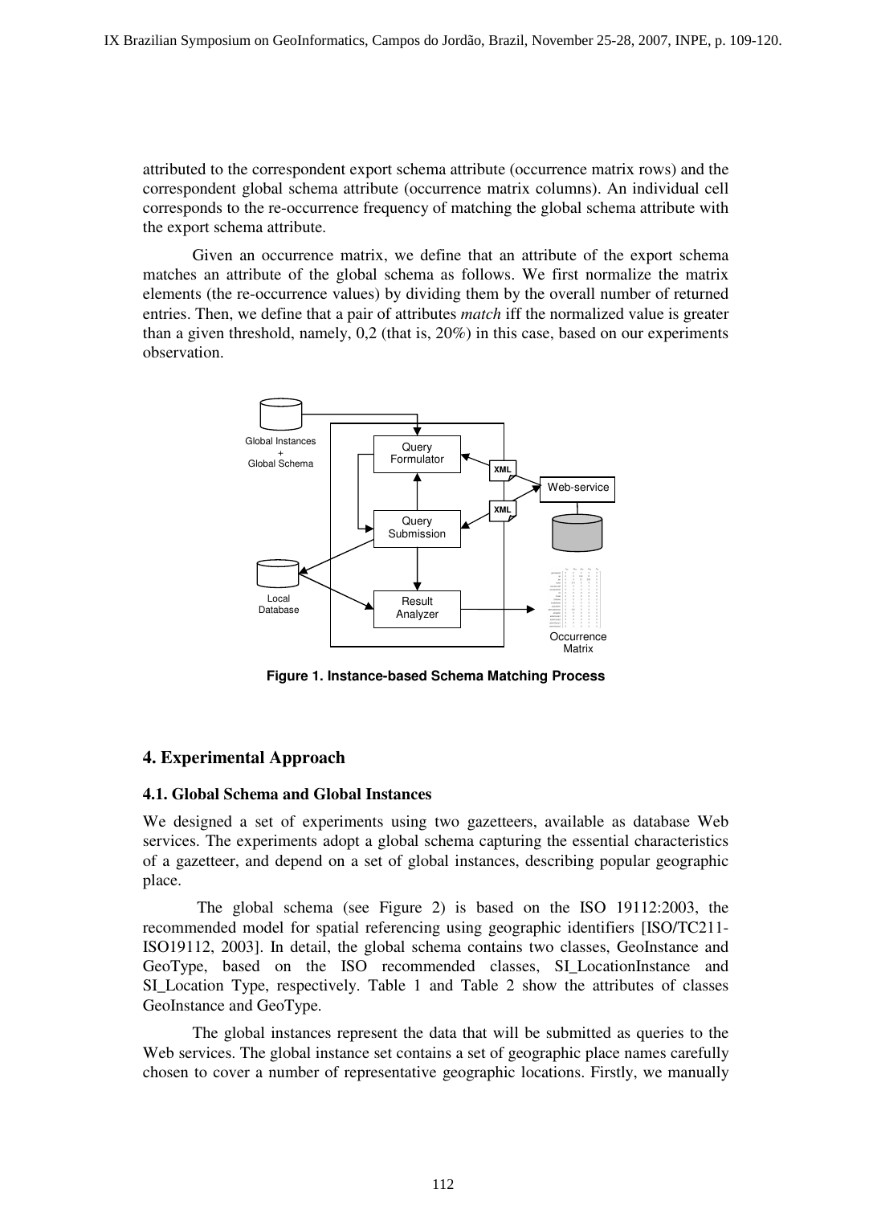attributed to the correspondent export schema attribute (occurrence matrix rows) and the correspondent global schema attribute (occurrence matrix columns). An individual cell corresponds to the re-occurrence frequency of matching the global schema attribute with the export schema attribute.

Given an occurrence matrix, we define that an attribute of the export schema matches an attribute of the global schema as follows. We first normalize the matrix elements (the re-occurrence values) by dividing them by the overall number of returned entries. Then, we define that a pair of attributes *match* iff the normalized value is greater than a given threshold, namely, 0,2 (that is, 20%) in this case, based on our experiments observation.

**Figure 1. Instance-based Schema Matching Process**

## 4. Experimental Approach

### 4.1. Global Schema and Global Instances

We designed a set of experiments using two gazetteers, available as database Web services. The experiments adopt a global schema capturing the essential characteristics of a gazetteer, and depend on a set of global instances, describing popular geographic place.

The global schema (see Figure 2) is based on the ISO 19112:2003, the recommended model for spatial referencing using geographic identifiers [ISO/TC211-ISO19112, 2003]. In detail, the global schema contains two classes, GeoInstance and GeoType, based on the ISO recommended classes, SI_LocationInstance and SI_Location Type, respectively. Table 1 and Table 2 show the attributes of classes GeoInstance and GeoType.

The global instances represent the data that will be submitted as queries to the Web services. The global instance set contains a set of geographic place names carefully chosen to cover a number of representative geographic locations. Firstly, we manually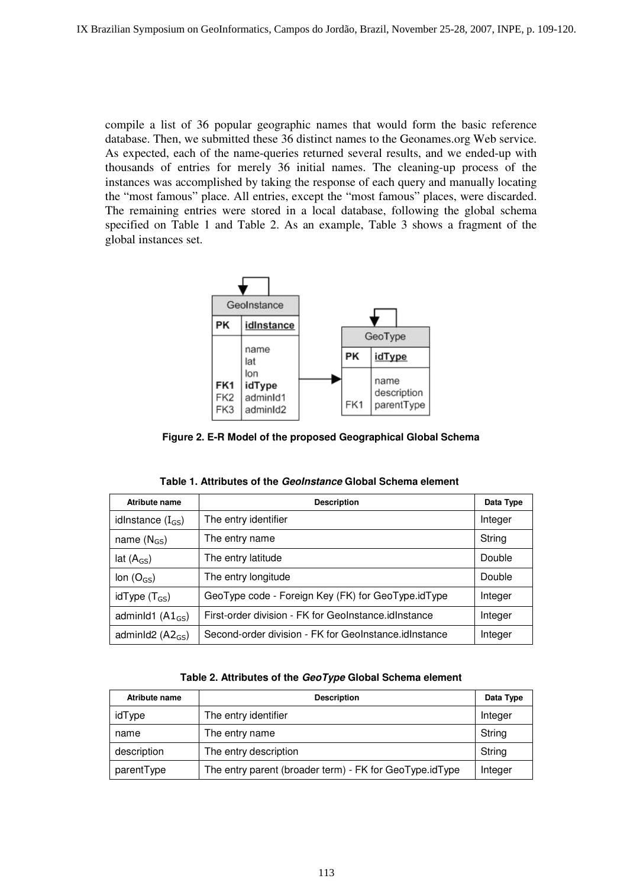compile a list of 36 popular geographic names that would form the basic reference database. Then, we submitted these 36 distinct names to the Geonames.org Web service. As expected, each of the name-queries returned several results, and we ended-up with thousands of entries for merely 36 initial names. The cleaning-up process of the instances was accomplished by taking the response of each query and manually locating the "most famous" place. All entries, except the "most famous" places, were discarded. The remaining entries were stored in a local database, following the global schema specified on Table 1 and Table 2. As an example, Table 3 shows a fragment of the global instances set.

**Figure 2. E-R Model of the proposed Geographical Global Schema**

**Table 1. Attributes of the *GeoInstance* Global Schema element**

| Atribute name | Description | Data Type |
|---|---|---|
| idInstance ($I_{GS}$) | The entry identifier | Integer |
| name ($N_{GS}$) | The entry name | String |
| lat ($A_{GS}$) | The entry latitude | Double |
| lon ($O_{GS}$) | The entry longitude | Double |
| idType ($T_{GS}$) | GeoType code - Foreign Key (FK) for GeoType.idType | Integer |
| adminId1 ($A1_{GS}$) | First-order division - FK for GeoInstance.idInstance | Integer |
| adminId2 ($A2_{GS}$) | Second-order division - FK for GeoInstance.idInstance | Integer |

**Table 2. Attributes of the *GeoType* Global Schema element**

| Atribute name | Description | Data Type |
|---|---|---|
| idType | The entry identifier | Integer |
| name | The entry name | String |
| description | The entry description | String |
| parentType | The entry parent (broader term) - FK for GeoType.idType | Integer |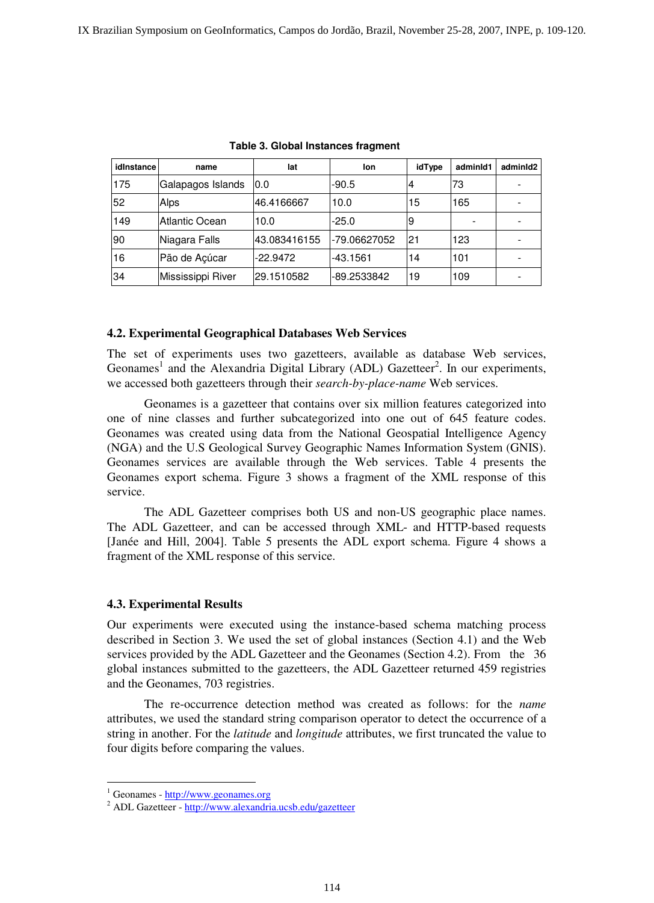Table 3. Global Instances fragment

| idInstance | name | lat | lon | idType | adminId1 | adminId2 |
|---|---|---|---|---|---|---|
| 175 | Galapagos Islands | 0.0 | -90.5 | 4 | 73 | - |
| 52 | Alps | 46.4166667 | 10.0 | 15 | 165 | - |
| 149 | Atlantic Ocean | 10.0 | -25.0 | 9 | - | - |
| 90 | Niagara Falls | 43.083416155 | -79.06627052 | 21 | 123 | - |
| 16 | Pão de Açúcar | -22.9472 | -43.1561 | 14 | 101 | - |
| 34 | Mississippi River | 29.1510582 | -89.2533842 | 19 | 109 | - |

### 4.2. Experimental Geographical Databases Web Services

The set of experiments uses two gazetteers, available as database Web services, Geonames[1] and the Alexandria Digital Library (ADL) Gazetteer[2]. In our experiments, we accessed both gazetteers through their *search-by-place-name* Web services.

Geonames is a gazetteer that contains over six million features categorized into one of nine classes and further subcategorized into one out of 645 feature codes. Geonames was created using data from the National Geospatial Intelligence Agency (NGA) and the U.S Geological Survey Geographic Names Information System (GNIS). Geonames services are available through the Web services. Table 4 presents the Geonames export schema. Figure 3 shows a fragment of the XML response of this service.

The ADL Gazetteer comprises both US and non-US geographic place names. The ADL Gazetteer, and can be accessed through XML- and HTTP-based requests [Janée and Hill, 2004]. Table 5 presents the ADL export schema. Figure 4 shows a fragment of the XML response of this service.

### 4.3. Experimental Results

Our experiments were executed using the instance-based schema matching process described in Section 3. We used the set of global instances (Section 4.1) and the Web services provided by the ADL Gazetteer and the Geonames (Section 4.2). From the 36 global instances submitted to the gazetteers, the ADL Gazetteer returned 459 registries and the Geonames, 703 registries.

The re-occurrence detection method was created as follows: for the *name* attributes, we used the standard string comparison operator to detect the occurrence of a string in another. For the *latitude* and *longitude* attributes, we first truncated the value to four digits before comparing the values.

[1] Geonames - http://www.geonames.org

[2] ADL Gazetteer - http://www.alexandria.ucsb.edu/gazetteer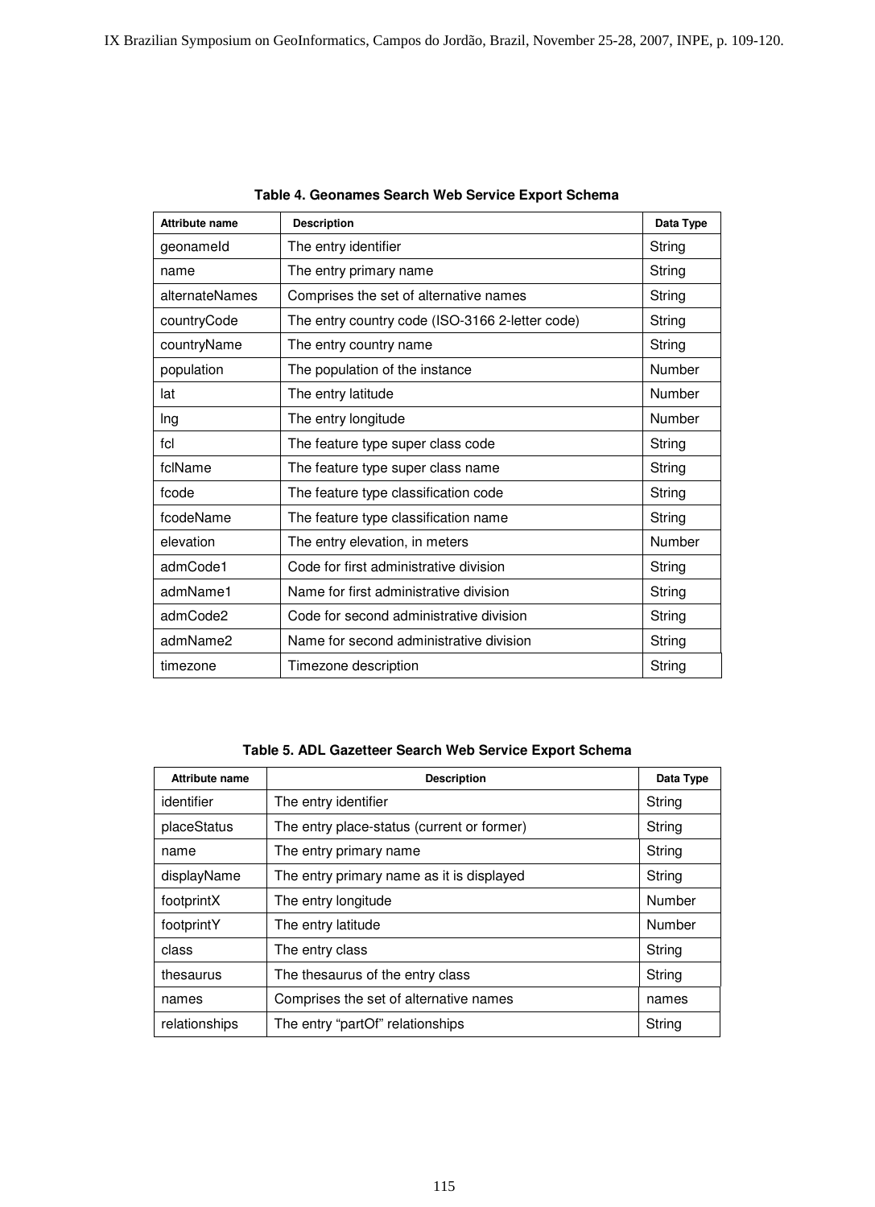**Table 4. Geonames Search Web Service Export Schema**

| Attribute name | Description | Data Type |
|---|---|---|
| geonameId | The entry identifier | String |
| name | The entry primary name | String |
| alternateNames | Comprises the set of alternative names | String |
| countryCode | The entry country code (ISO-3166 2-letter code) | String |
| countryName | The entry country name | String |
| population | The population of the instance | Number |
| lat | The entry latitude | Number |
| lng | The entry longitude | Number |
| fcl | The feature type super class code | String |
| fclName | The feature type super class name | String |
| fcode | The feature type classification code | String |
| fcodeName | The feature type classification name | String |
| elevation | The entry elevation, in meters | Number |
| admCode1 | Code for first administrative division | String |
| admName1 | Name for first administrative division | String |
| admCode2 | Code for second administrative division | String |
| admName2 | Name for second administrative division | String |
| timezone | Timezone description | String |

**Table 5. ADL Gazetteer Search Web Service Export Schema**

| Attribute name | Description | Data Type |
|---|---|---|
| identifier | The entry identifier | String |
| placeStatus | The entry place-status (current or former) | String |
| name | The entry primary name | String |
| displayName | The entry primary name as it is displayed | String |
| footprintX | The entry longitude | Number |
| footprintY | The entry latitude | Number |
| class | The entry class | String |
| thesaurus | The thesaurus of the entry class | String |
| names | Comprises the set of alternative names | names |
| relationships | The entry "partOf" relationships | String |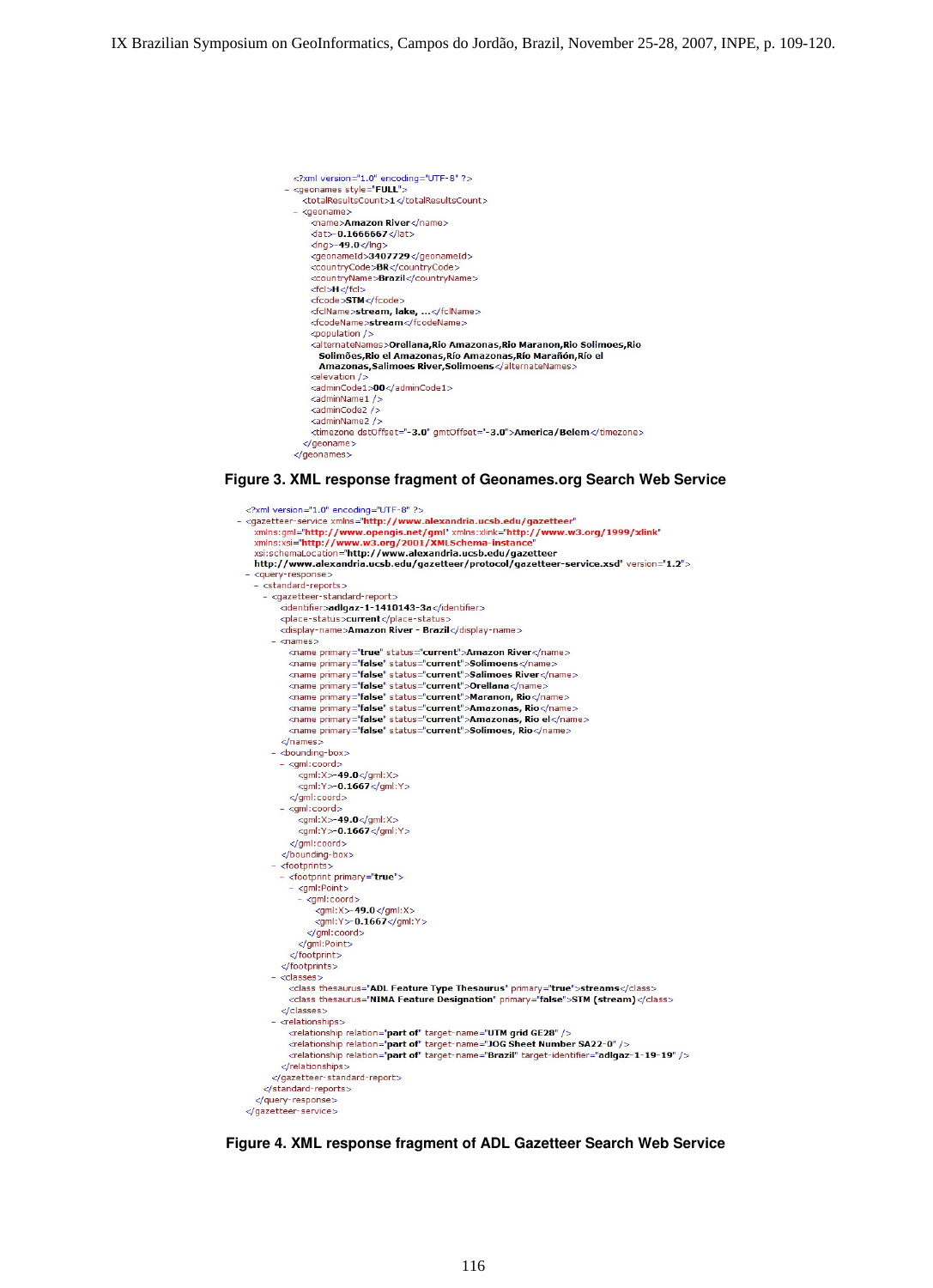```xml
<?xml version="1.0" encoding="UTF-8" ?>
- <geonames style="FULL">
    <totalResultsCount>1</totalResultsCount>
  - <geoname>
      <name>Amazon River</name>
      <lat>-0.1666667</lat>
      <lng>-49.0</lng>
      <geonameId>3407729</geonameId>
      <countryCode>BR</countryCode>
      <countryName>Brazil</countryName>
      <fcl>H</fcl>
      <fcode>STM</fcode>
      <fclName>stream, lake, ...</fclName>
      <fcodeName>stream</fcodeName>
      <population />
      <alternateNames>Orellana,Rio Amazonas,Rio Maranon,Rio Solimoes,Rio
        Solimões,Rio el Amazonas,Río Amazonas,Río Marañón,Río el
        Amazonas,Salimoes River,Solimoens</alternateNames>
      <elevation />
      <adminCode1>00</adminCode1>
      <adminName1 />
      <adminCode2 />
      <adminName2 />
      <timezone dstOffset="-3.0" gmtOffset="-3.0">America/Belem</timezone>
    </geoname>
  </geonames>
```

**Figure 3. XML response fragment of Geonames.org Search Web Service**

```xml
<?xml version="1.0" encoding="UTF-8" ?>
- <gazetteer-service xmlns="http://www.alexandria.ucsb.edu/gazetteer"
    xmlns:gml="http://www.opengis.net/gml" xmlns:xlink="http://www.w3.org/1999/xlink"
    xmlns:xsi="http://www.w3.org/2001/XMLSchema-instance"
    xsi:schemaLocation="http://www.alexandria.ucsb.edu/gazetteer
    http://www.alexandria.ucsb.edu/gazetteer/protocol/gazetteer-service.xsd" version="1.2">
  - <query-response>
    - <standard-reports>
      - <gazetteer-standard-report>
          <identifier>adlgaz-1-1410143-3a</identifier>
          <place-status>current</place-status>
          <display-name>Amazon River - Brazil</display-name>
        - <names>
            <name primary="true" status="current">Amazon River</name>
            <name primary="false" status="current">Solimoens</name>
            <name primary="false" status="current">Salimoes River</name>
            <name primary="false" status="current">Orellana</name>
            <name primary="false" status="current">Maranon, Rio</name>
            <name primary="false" status="current">Amazonas, Rio</name>
            <name primary="false" status="current">Amazonas, Rio el</name>
            <name primary="false" status="current">Solimoes, Rio</name>
          </names>
        - <bounding-box>
          - <gml:coord>
              <gml:X>-49.0</gml:X>
              <gml:Y>-0.1667</gml:Y>
            </gml:coord>
          - <gml:coord>
              <gml:X>-49.0</gml:X>
              <gml:Y>-0.1667</gml:Y>
            </gml:coord>
          </bounding-box>
        - <footprints>
          - <footprint primary="true">
            - <gml:Point>
              - <gml:coord>
                  <gml:X>-49.0</gml:X>
                  <gml:Y>-0.1667</gml:Y>
                </gml:coord>
              </gml:Point>
            </footprint>
          </footprints>
        - <classes>
            <class thesaurus="ADL Feature Type Thesaurus" primary="true">streams</class>
            <class thesaurus="NIMA Feature Designation" primary="false">STM (stream)</class>
          </classes>
        - <relationships>
            <relationship relation="part of" target-name="UTM grid GE28" />
            <relationship relation="part of" target-name="JOG Sheet Number SA22-0" />
            <relationship relation="part of" target-name="Brazil" target-identifier="adlgaz-1-19-19" />
          </relationships>
        </gazetteer-standard-report>
      </standard-reports>
    </query-response>
  </gazetteer-service>
```

**Figure 4. XML response fragment of ADL Gazetteer Search Web Service**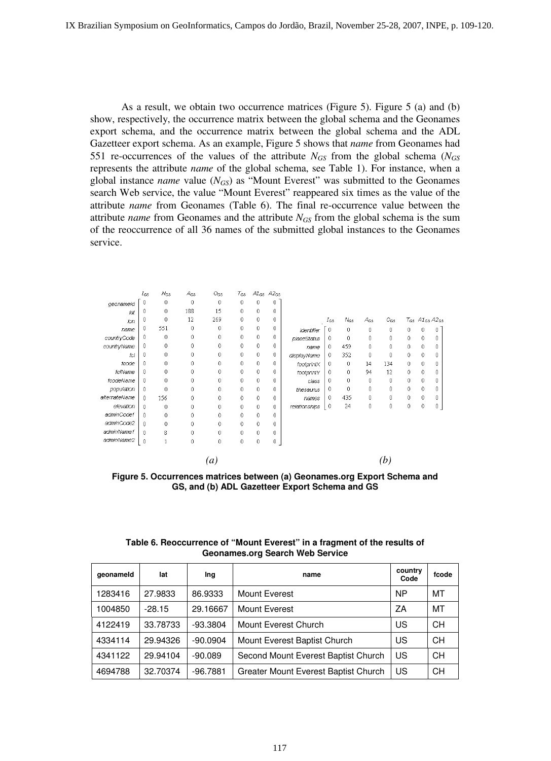As a result, we obtain two occurrence matrices (Figure 5). Figure 5 (a) and (b) show, respectively, the occurrence matrix between the global schema and the Geonames export schema, and the occurrence matrix between the global schema and the ADL Gazetteer export schema. As an example, Figure 5 shows that *name* from Geonames had 551 re-occurrences of the values of the attribute $N_{GS}$ from the global schema ($N_{GS}$ represents the attribute *name* of the global schema, see Table 1). For instance, when a global instance *name* value ($N_{GS}$) as "Mount Everest" was submitted to the Geonames search Web service, the value "Mount Everest" reappeared six times as the value of the attribute *name* from Geonames (Table 6). The final re-occurrence value between the attribute *name* from Geonames and the attribute $N_{GS}$ from the global schema is the sum of the reoccurrence of all 36 names of the submitted global instances to the Geonames service.

(a)

| | $I_{GS}$ | $N_{GS}$ | $A_{GS}$ | $O_{GS}$ | $T_{GS}$ | $A1_{GS}$ | $A2_{GS}$ |
|---|---|---|---|---|---|---|---|
| geonameId | 0 | 0 | 0 | 0 | 0 | 0 | 0 |
| lat | 0 | 0 | 188 | 15 | 0 | 0 | 0 |
| lon | 0 | 0 | 12 | 269 | 0 | 0 | 0 |
| name | 0 | 551 | 0 | 0 | 0 | 0 | 0 |
| countryCode | 0 | 0 | 0 | 0 | 0 | 0 | 0 |
| countryName | 0 | 0 | 0 | 0 | 0 | 0 | 0 |
| fcl | 0 | 0 | 0 | 0 | 0 | 0 | 0 |
| fcode | 0 | 0 | 0 | 0 | 0 | 0 | 0 |
| fclName | 0 | 0 | 0 | 0 | 0 | 0 | 0 |
| fcodeName | 0 | 0 | 0 | 0 | 0 | 0 | 0 |
| population | 0 | 0 | 0 | 0 | 0 | 0 | 0 |
| alternateName | 0 | 156 | 0 | 0 | 0 | 0 | 0 |
| elevation | 0 | 0 | 0 | 0 | 0 | 0 | 0 |
| adminCode1 | 0 | 0 | 0 | 0 | 0 | 0 | 0 |
| adminCode2 | 0 | 0 | 0 | 0 | 0 | 0 | 0 |
| adminName1 | 0 | 8 | 0 | 0 | 0 | 0 | 0 |
| adminName2 | 0 | 1 | 0 | 0 | 0 | 0 | 0 |

(b)

| | $I_{GS}$ | $N_{GS}$ | $A_{GS}$ | $O_{GS}$ | $T_{GS}$ | $A1_{GS}$ | $A2_{GS}$ |
|---|---|---|---|---|---|---|---|
| identifier | 0 | 0 | 0 | 0 | 0 | 0 | 0 |
| placeStatus | 0 | 0 | 0 | 0 | 0 | 0 | 0 |
| name | 0 | 459 | 0 | 0 | 0 | 0 | 0 |
| displayName | 0 | 352 | 0 | 0 | 0 | 0 | 0 |
| footprintX | 0 | 0 | 14 | 134 | 0 | 0 | 0 |
| footprintY | 0 | 0 | 94 | 12 | 0 | 0 | 0 |
| class | 0 | 0 | 0 | 0 | 0 | 0 | 0 |
| thesaurus | 0 | 0 | 0 | 0 | 0 | 0 | 0 |
| names | 0 | 435 | 0 | 0 | 0 | 0 | 0 |
| relationships | 0 | 24 | 0 | 0 | 0 | 0 | 0 |

**Figure 5. Occurrences matrices between (a) Geonames.org Export Schema and GS, and (b) ADL Gazetteer Export Schema and GS**

**Table 6. Reoccurrence of "Mount Everest" in a fragment of the results of Geonames.org Search Web Service**

| geonameId | lat | lng | name | country Code | fcode |
|---|---|---|---|---|---|
| 1283416 | 27.9833 | 86.9333 | Mount Everest | NP | MT |
| 1004850 | -28.15 | 29.16667 | Mount Everest | ZA | MT |
| 4122419 | 33.78733 | -93.3804 | Mount Everest Church | US | CH |
| 4334114 | 29.94326 | -90.0904 | Mount Everest Baptist Church | US | CH |
| 4341122 | 29.94104 | -90.089 | Second Mount Everest Baptist Church | US | CH |
| 4694788 | 32.70374 | -96.7881 | Greater Mount Everest Baptist Church | US | CH |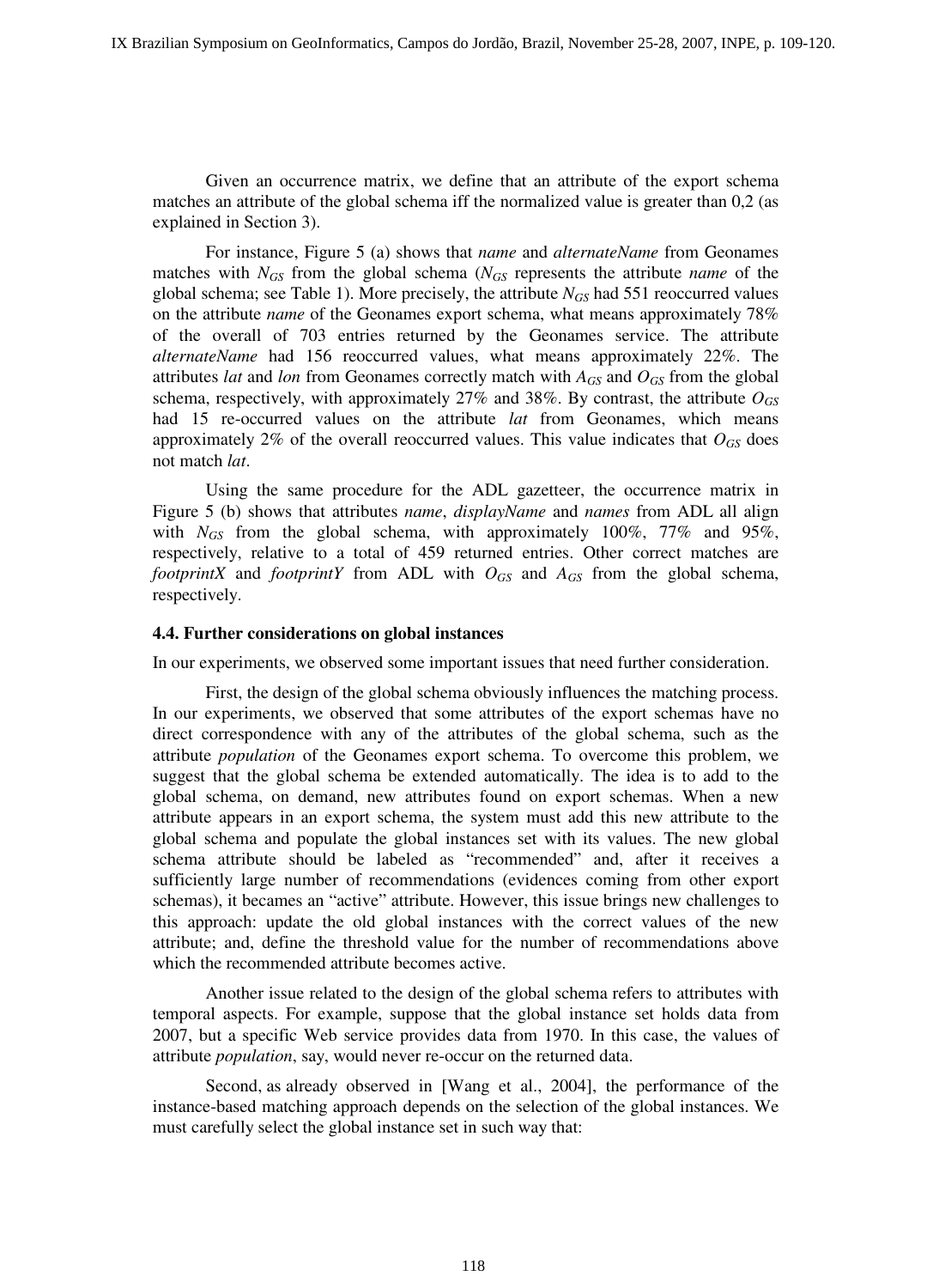Given an occurrence matrix, we define that an attribute of the export schema matches an attribute of the global schema iff the normalized value is greater than 0,2 (as explained in Section 3).

For instance, Figure 5 (a) shows that *name* and *alternateName* from Geonames matches with $N_{GS}$ from the global schema ($N_{GS}$ represents the attribute *name* of the global schema; see Table 1). More precisely, the attribute $N_{GS}$ had 551 reoccurred values on the attribute *name* of the Geonames export schema, what means approximately 78% of the overall of 703 entries returned by the Geonames service. The attribute *alternateName* had 156 reoccurred values, what means approximately 22%. The attributes *lat* and *lon* from Geonames correctly match with $A_{GS}$ and $O_{GS}$ from the global schema, respectively, with approximately 27% and 38%. By contrast, the attribute $O_{GS}$ had 15 re-occurred values on the attribute *lat* from Geonames, which means approximately 2% of the overall reoccurred values. This value indicates that $O_{GS}$ does not match *lat*.

Using the same procedure for the ADL gazetteer, the occurrence matrix in Figure 5 (b) shows that attributes *name*, *displayName* and *names* from ADL all align with $N_{GS}$ from the global schema, with approximately 100%, 77% and 95%, respectively, relative to a total of 459 returned entries. Other correct matches are *footprintX* and *footprintY* from ADL with $O_{GS}$ and $A_{GS}$ from the global schema, respectively.

### 4.4. Further considerations on global instances

In our experiments, we observed some important issues that need further consideration.

First, the design of the global schema obviously influences the matching process. In our experiments, we observed that some attributes of the export schemas have no direct correspondence with any of the attributes of the global schema, such as the attribute *population* of the Geonames export schema. To overcome this problem, we suggest that the global schema be extended automatically. The idea is to add to the global schema, on demand, new attributes found on export schemas. When a new attribute appears in an export schema, the system must add this new attribute to the global schema and populate the global instances set with its values. The new global schema attribute should be labeled as "recommended" and, after it receives a sufficiently large number of recommendations (evidences coming from other export schemas), it becames an "active" attribute. However, this issue brings new challenges to this approach: update the old global instances with the correct values of the new attribute; and, define the threshold value for the number of recommendations above which the recommended attribute becomes active.

Another issue related to the design of the global schema refers to attributes with temporal aspects. For example, suppose that the global instance set holds data from 2007, but a specific Web service provides data from 1970. In this case, the values of attribute *population*, say, would never re-occur on the returned data.

Second, as already observed in [Wang et al., 2004], the performance of the instance-based matching approach depends on the selection of the global instances. We must carefully select the global instance set in such way that: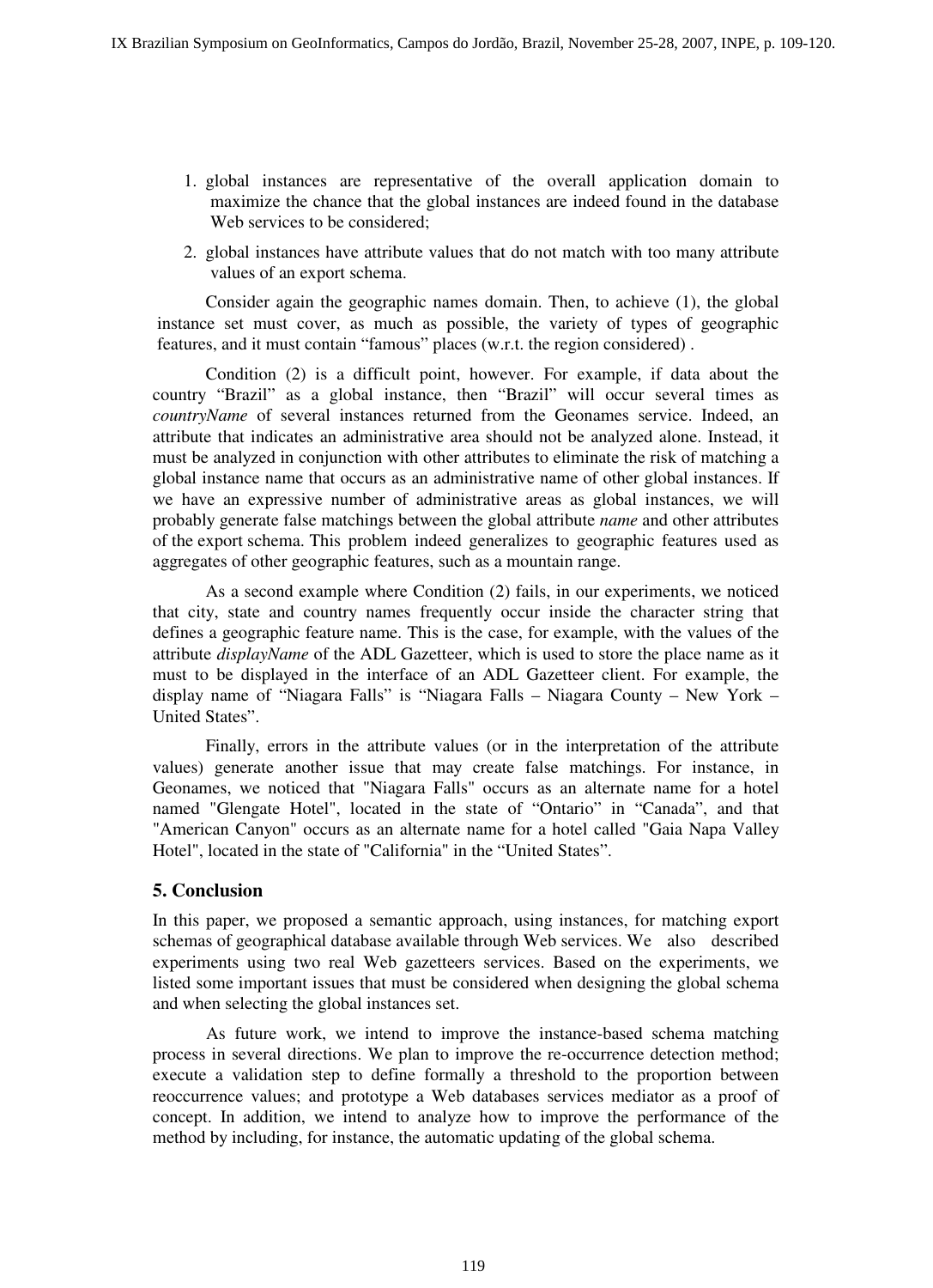1. global instances are representative of the overall application domain to maximize the chance that the global instances are indeed found in the database Web services to be considered;
2. global instances have attribute values that do not match with too many attribute values of an export schema.

Consider again the geographic names domain. Then, to achieve (1), the global instance set must cover, as much as possible, the variety of types of geographic features, and it must contain “famous” places (w.r.t. the region considered) .

Condition (2) is a difficult point, however. For example, if data about the country “Brazil” as a global instance, then “Brazil” will occur several times as *countryName* of several instances returned from the Geonames service. Indeed, an attribute that indicates an administrative area should not be analyzed alone. Instead, it must be analyzed in conjunction with other attributes to eliminate the risk of matching a global instance name that occurs as an administrative name of other global instances. If we have an expressive number of administrative areas as global instances, we will probably generate false matchings between the global attribute *name* and other attributes of the export schema. This problem indeed generalizes to geographic features used as aggregates of other geographic features, such as a mountain range.

As a second example where Condition (2) fails, in our experiments, we noticed that city, state and country names frequently occur inside the character string that defines a geographic feature name. This is the case, for example, with the values of the attribute *displayName* of the ADL Gazetteer, which is used to store the place name as it must to be displayed in the interface of an ADL Gazetteer client. For example, the display name of “Niagara Falls” is “Niagara Falls – Niagara County – New York – United States”.

Finally, errors in the attribute values (or in the interpretation of the attribute values) generate another issue that may create false matchings. For instance, in Geonames, we noticed that "Niagara Falls" occurs as an alternate name for a hotel named "Glengate Hotel", located in the state of “Ontario” in “Canada”, and that "American Canyon" occurs as an alternate name for a hotel called "Gaia Napa Valley Hotel", located in the state of "California" in the “United States”.

## 5. Conclusion

In this paper, we proposed a semantic approach, using instances, for matching export schemas of geographical database available through Web services. We also described experiments using two real Web gazetteers services. Based on the experiments, we listed some important issues that must be considered when designing the global schema and when selecting the global instances set.

As future work, we intend to improve the instance-based schema matching process in several directions. We plan to improve the re-occurrence detection method; execute a validation step to define formally a threshold to the proportion between reoccurrence values; and prototype a Web databases services mediator as a proof of concept. In addition, we intend to analyze how to improve the performance of the method by including, for instance, the automatic updating of the global schema.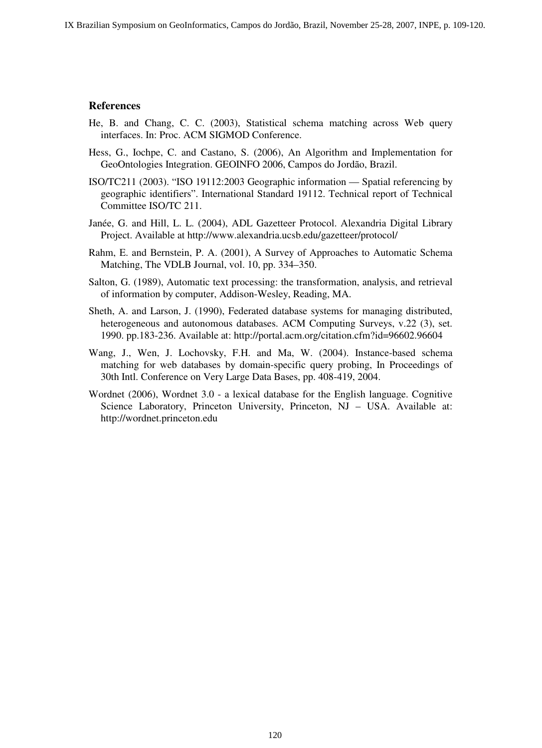## References

He, B. and Chang, C. C. (2003), Statistical schema matching across Web query interfaces. In: Proc. ACM SIGMOD Conference.

Hess, G., Iochpe, C. and Castano, S. (2006), An Algorithm and Implementation for GeoOntologies Integration. GEOINFO 2006, Campos do Jordão, Brazil.

ISO/TC211 (2003). "ISO 19112:2003 Geographic information — Spatial referencing by geographic identifiers". International Standard 19112. Technical report of Technical Committee ISO/TC 211.

Janée, G. and Hill, L. L. (2004), ADL Gazetteer Protocol. Alexandria Digital Library Project. Available at http://www.alexandria.ucsb.edu/gazetteer/protocol/

Rahm, E. and Bernstein, P. A. (2001), A Survey of Approaches to Automatic Schema Matching, The VDLB Journal, vol. 10, pp. 334–350.

Salton, G. (1989), Automatic text processing: the transformation, analysis, and retrieval of information by computer, Addison-Wesley, Reading, MA.

Sheth, A. and Larson, J. (1990), Federated database systems for managing distributed, heterogeneous and autonomous databases. ACM Computing Surveys, v.22 (3), set. 1990. pp.183-236. Available at: http://portal.acm.org/citation.cfm?id=96602.96604

Wang, J., Wen, J. Lochovsky, F.H. and Ma, W. (2004). Instance-based schema matching for web databases by domain-specific query probing, In Proceedings of 30th Intl. Conference on Very Large Data Bases, pp. 408-419, 2004.

Wordnet (2006), Wordnet 3.0 - a lexical database for the English language. Cognitive Science Laboratory, Princeton University, Princeton, NJ – USA. Available at: http://wordnet.princeton.edu